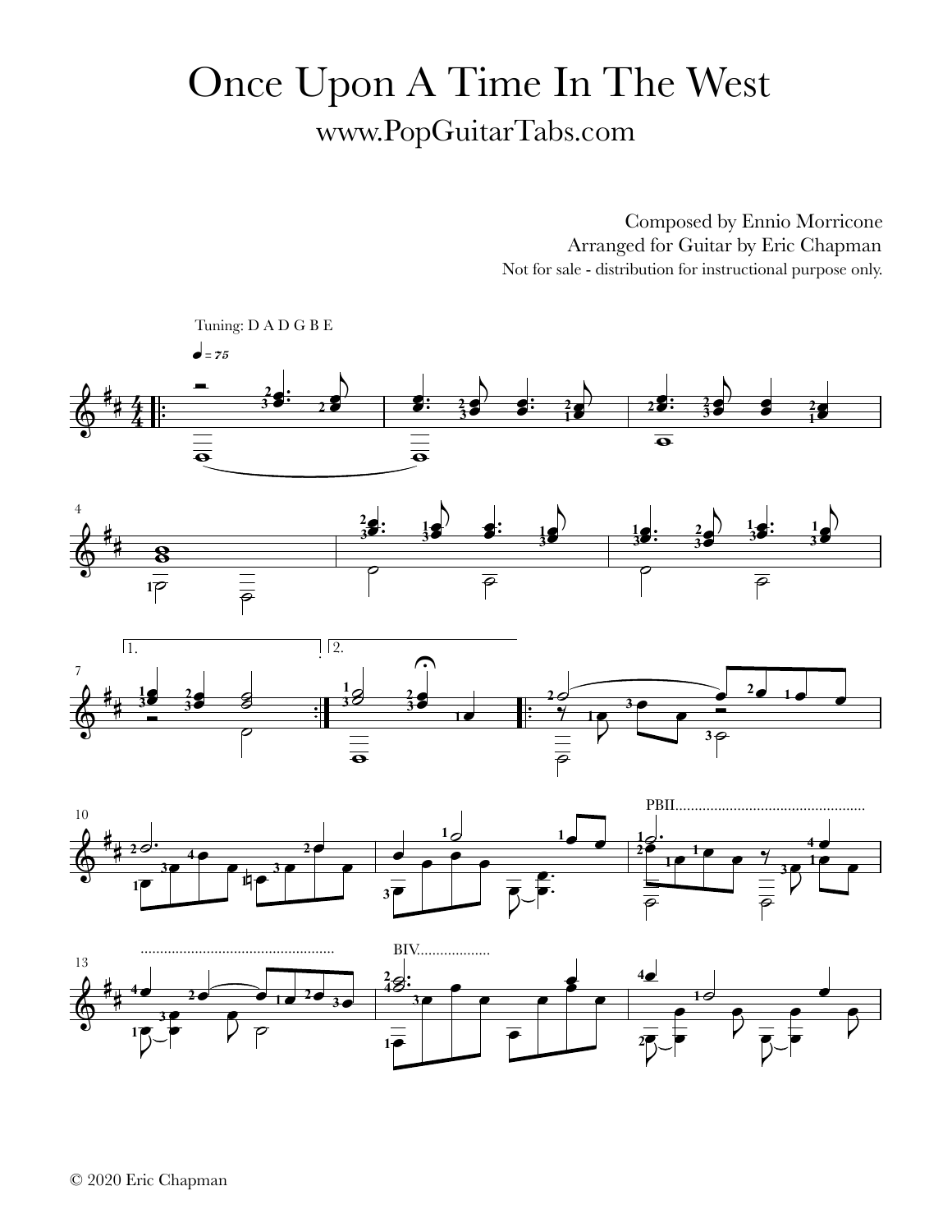# Once Upon A Time In The West

## www.PopGuitarTabs.com

Composed by Ennio Morricone
Arranged for Guitar by Eric Chapman
Not for sale - distribution for instructional purpose only.

Tuning: D A D G B E

© 2020 Eric Chapman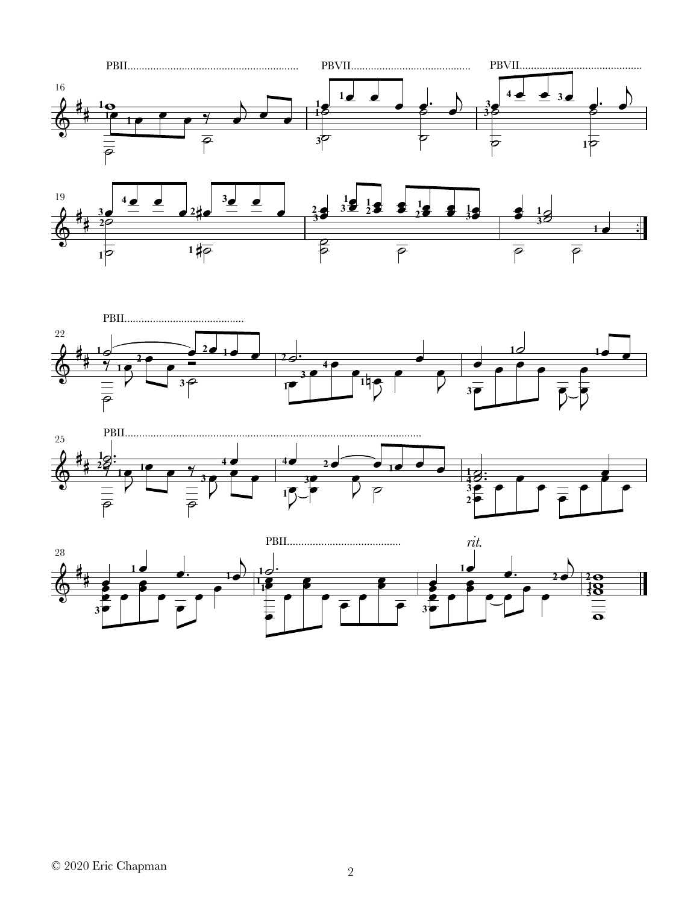PBII............................................................ PBVII......................................... PBVII.........................................

PBII.........................................

PBII.........................................................................................................

PBII.......................................

*rit.*

© 2020 Eric Chapman